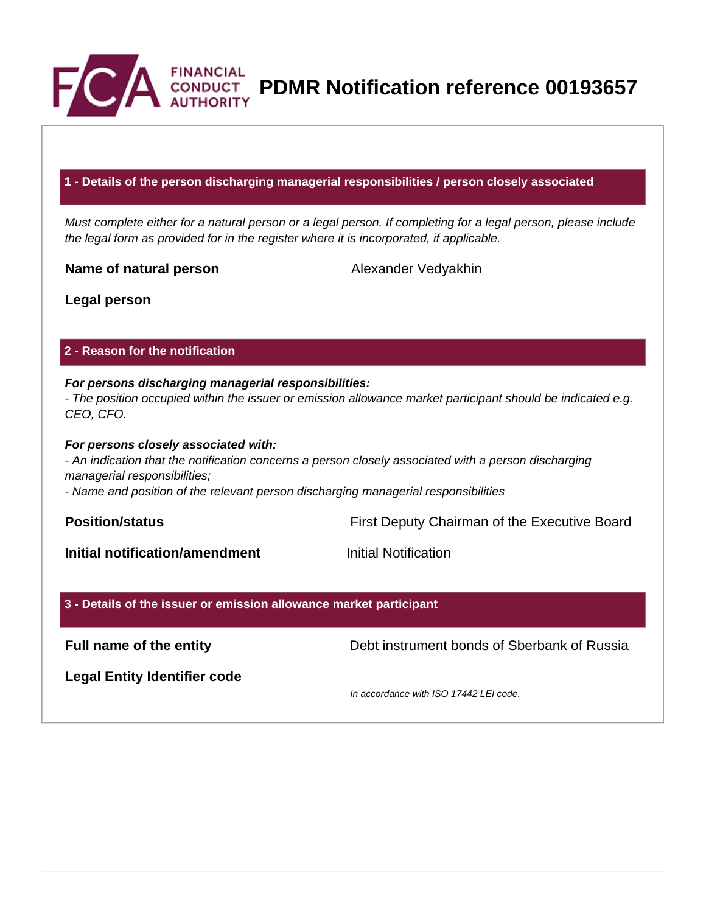# PDMR Notification reference 00193657

## 1 - Details of the person discharging managerial responsibilities / person closely associated

*Must complete either for a natural person or a legal person. If completing for a legal person, please include the legal form as provided for in the register where it is incorporated, if applicable.*

**Name of natural person** Alexander Vedyakhin

**Legal person**

## 2 - Reason for the notification

***For persons discharging managerial responsibilities:***
*- The position occupied within the issuer or emission allowance market participant should be indicated e.g. CEO, CFO.*

***For persons closely associated with:***
*- An indication that the notification concerns a person closely associated with a person discharging managerial responsibilities;*
*- Name and position of the relevant person discharging managerial responsibilities*

**Position/status** First Deputy Chairman of the Executive Board

**Initial notification/amendment** Initial Notification

## 3 - Details of the issuer or emission allowance market participant

**Full name of the entity** Debt instrument bonds of Sberbank of Russia

**Legal Entity Identifier code**

*In accordance with ISO 17442 LEI code.*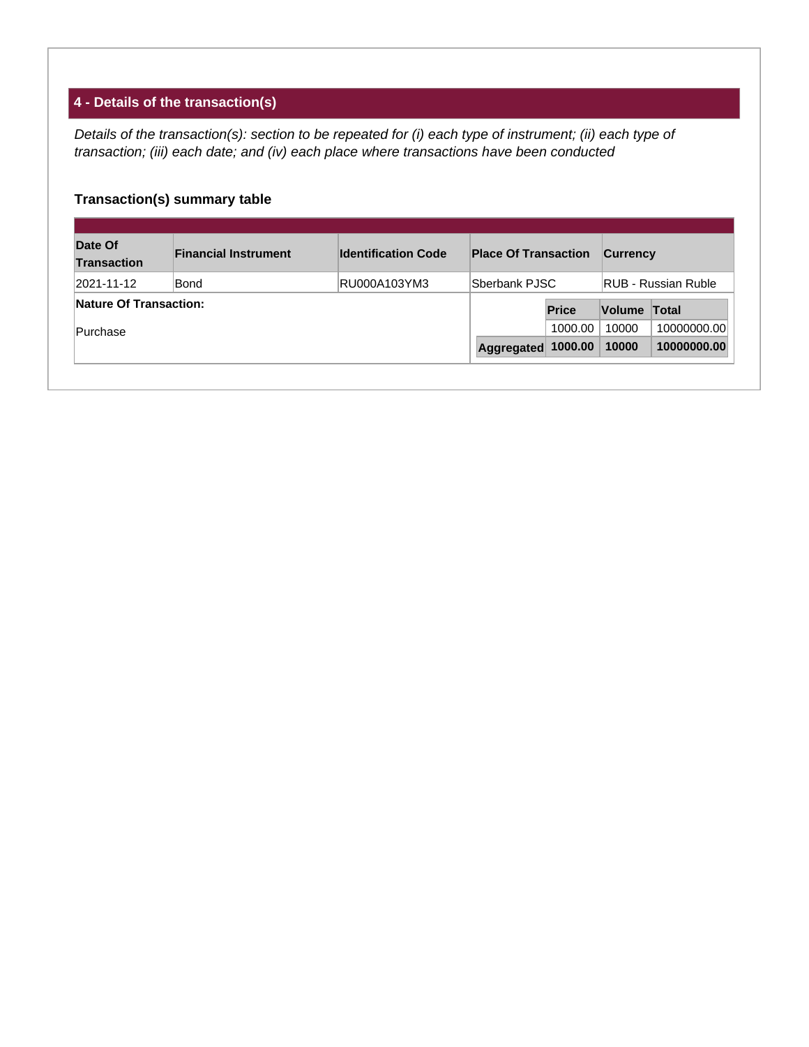## 4 - Details of the transaction(s)

*Details of the transaction(s): section to be repeated for (i) each type of instrument; (ii) each type of transaction; (iii) each date; and (iv) each place where transactions have been conducted*

### Transaction(s) summary table

| Date Of Transaction | Financial Instrument | Identification Code | Place Of Transaction | Currency |
|---|---|---|---|---|
| 2021-11-12 | Bond | RU000A103YM3 | Sberbank PJSC | RUB - Russian Ruble |

**Nature Of Transaction:**

Purchase

| | Price | Volume | Total |
|---|---|---|---|
| | 1000.00 | 10000 | 10000000.00 |
| **Aggregated** | **1000.00** | **10000** | **10000000.00** |